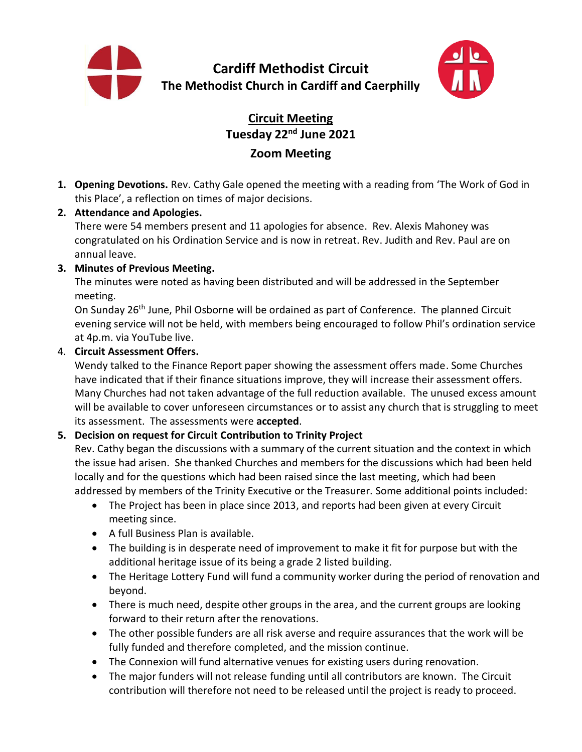# Cardiff Methodist Circuit

## The Methodist Church in Cardiff and Caerphilly

## Circuit Meeting

**Tuesday 22nd June 2021**

**Zoom Meeting**

1. **Opening Devotions.** Rev. Cathy Gale opened the meeting with a reading from 'The Work of God in this Place', a reflection on times of major decisions.
2. **Attendance and Apologies.**
   There were 54 members present and 11 apologies for absence. Rev. Alexis Mahoney was congratulated on his Ordination Service and is now in retreat. Rev. Judith and Rev. Paul are on annual leave.
3. **Minutes of Previous Meeting.**
   The minutes were noted as having been distributed and will be addressed in the September meeting.
   On Sunday 26th June, Phil Osborne will be ordained as part of Conference. The planned Circuit evening service will not be held, with members being encouraged to follow Phil's ordination service at 4p.m. via YouTube live.
4. **Circuit Assessment Offers.**
   Wendy talked to the Finance Report paper showing the assessment offers made. Some Churches have indicated that if their finance situations improve, they will increase their assessment offers. Many Churches had not taken advantage of the full reduction available. The unused excess amount will be available to cover unforeseen circumstances or to assist any church that is struggling to meet its assessment. The assessments were **accepted**.
5. **Decision on request for Circuit Contribution to Trinity Project**
   Rev. Cathy began the discussions with a summary of the current situation and the context in which the issue had arisen. She thanked Churches and members for the discussions which had been held locally and for the questions which had been raised since the last meeting, which had been addressed by members of the Trinity Executive or the Treasurer. Some additional points included:
   - The Project has been in place since 2013, and reports had been given at every Circuit meeting since.
   - A full Business Plan is available.
   - The building is in desperate need of improvement to make it fit for purpose but with the additional heritage issue of its being a grade 2 listed building.
   - The Heritage Lottery Fund will fund a community worker during the period of renovation and beyond.
   - There is much need, despite other groups in the area, and the current groups are looking forward to their return after the renovations.
   - The other possible funders are all risk averse and require assurances that the work will be fully funded and therefore completed, and the mission continue.
   - The Connexion will fund alternative venues for existing users during renovation.
   - The major funders will not release funding until all contributors are known. The Circuit contribution will therefore not need to be released until the project is ready to proceed.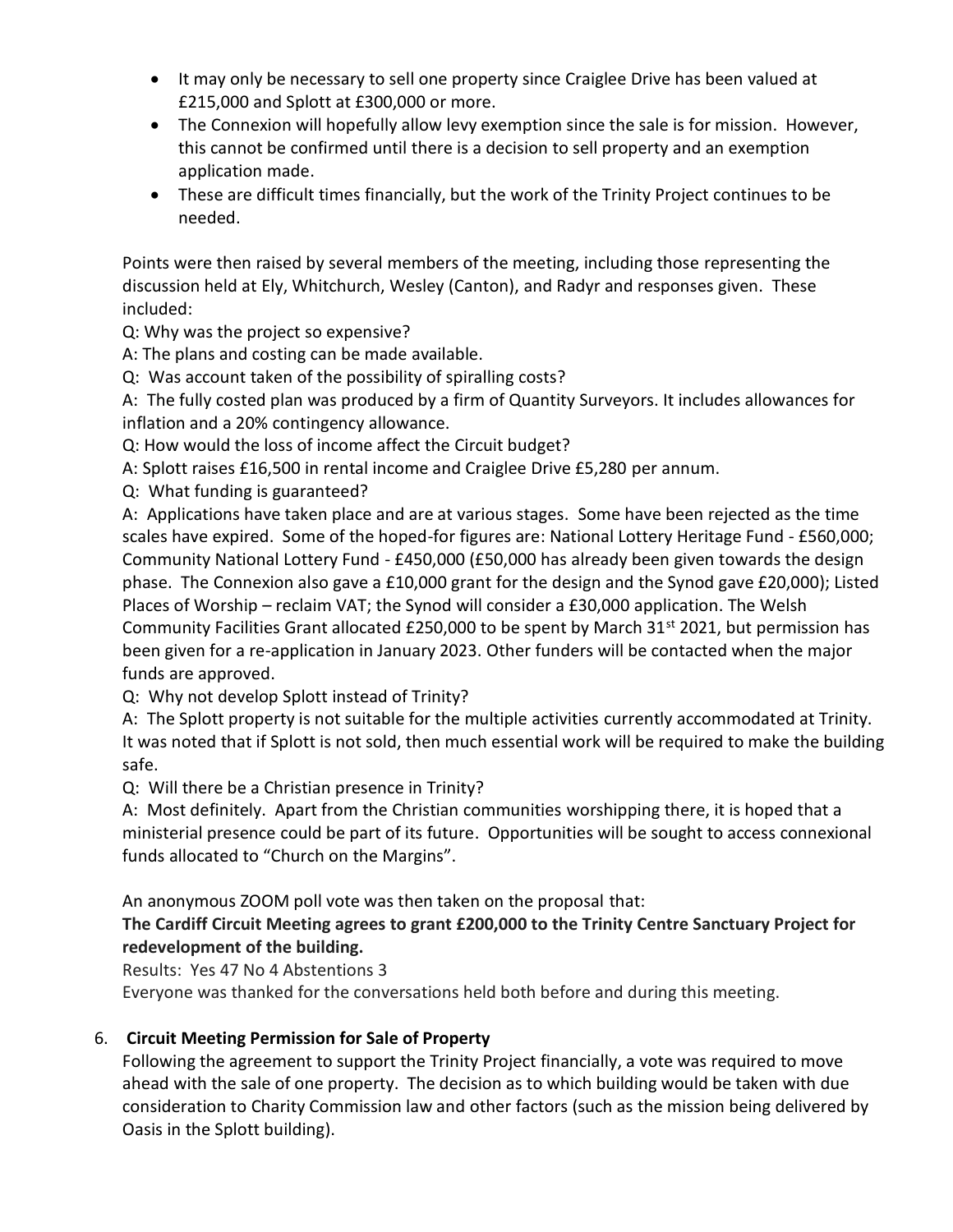- It may only be necessary to sell one property since Craiglee Drive has been valued at £215,000 and Splott at £300,000 or more.
- The Connexion will hopefully allow levy exemption since the sale is for mission. However, this cannot be confirmed until there is a decision to sell property and an exemption application made.
- These are difficult times financially, but the work of the Trinity Project continues to be needed.

Points were then raised by several members of the meeting, including those representing the discussion held at Ely, Whitchurch, Wesley (Canton), and Radyr and responses given. These included:

Q: Why was the project so expensive?

A: The plans and costing can be made available.

Q: Was account taken of the possibility of spiralling costs?

A: The fully costed plan was produced by a firm of Quantity Surveyors. It includes allowances for inflation and a 20% contingency allowance.

Q: How would the loss of income affect the Circuit budget?

A: Splott raises £16,500 in rental income and Craiglee Drive £5,280 per annum.

Q: What funding is guaranteed?

A: Applications have taken place and are at various stages. Some have been rejected as the time scales have expired. Some of the hoped-for figures are: National Lottery Heritage Fund - £560,000; Community National Lottery Fund - £450,000 (£50,000 has already been given towards the design phase. The Connexion also gave a £10,000 grant for the design and the Synod gave £20,000); Listed Places of Worship – reclaim VAT; the Synod will consider a £30,000 application. The Welsh Community Facilities Grant allocated £250,000 to be spent by March 31st 2021, but permission has been given for a re-application in January 2023. Other funders will be contacted when the major funds are approved.

Q: Why not develop Splott instead of Trinity?

A: The Splott property is not suitable for the multiple activities currently accommodated at Trinity. It was noted that if Splott is not sold, then much essential work will be required to make the building safe.

Q: Will there be a Christian presence in Trinity?

A: Most definitely. Apart from the Christian communities worshipping there, it is hoped that a ministerial presence could be part of its future. Opportunities will be sought to access connexional funds allocated to "Church on the Margins".

An anonymous ZOOM poll vote was then taken on the proposal that:

**The Cardiff Circuit Meeting agrees to grant £200,000 to the Trinity Centre Sanctuary Project for redevelopment of the building.**

Results: Yes 47 No 4 Abstentions 3

Everyone was thanked for the conversations held both before and during this meeting.

6. **Circuit Meeting Permission for Sale of Property**

Following the agreement to support the Trinity Project financially, a vote was required to move ahead with the sale of one property. The decision as to which building would be taken with due consideration to Charity Commission law and other factors (such as the mission being delivered by Oasis in the Splott building).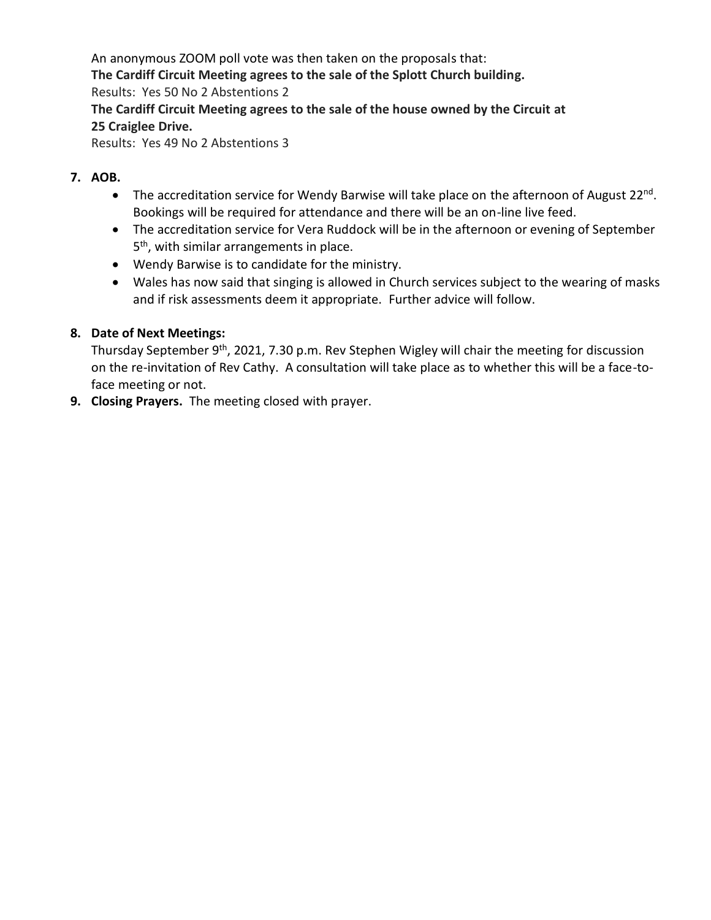An anonymous ZOOM poll vote was then taken on the proposals that:

**The Cardiff Circuit Meeting agrees to the sale of the Splott Church building.**

Results: Yes 50 No 2 Abstentions 2

**The Cardiff Circuit Meeting agrees to the sale of the house owned by the Circuit at 25 Craiglee Drive.**

Results: Yes 49 No 2 Abstentions 3

**7. AOB.**

- The accreditation service for Wendy Barwise will take place on the afternoon of August 22nd. Bookings will be required for attendance and there will be an on-line live feed.
- The accreditation service for Vera Ruddock will be in the afternoon or evening of September 5th, with similar arrangements in place.
- Wendy Barwise is to candidate for the ministry.
- Wales has now said that singing is allowed in Church services subject to the wearing of masks and if risk assessments deem it appropriate. Further advice will follow.

**8. Date of Next Meetings:**

Thursday September 9th, 2021, 7.30 p.m. Rev Stephen Wigley will chair the meeting for discussion on the re-invitation of Rev Cathy. A consultation will take place as to whether this will be a face-to-face meeting or not.

**9. Closing Prayers.** The meeting closed with prayer.